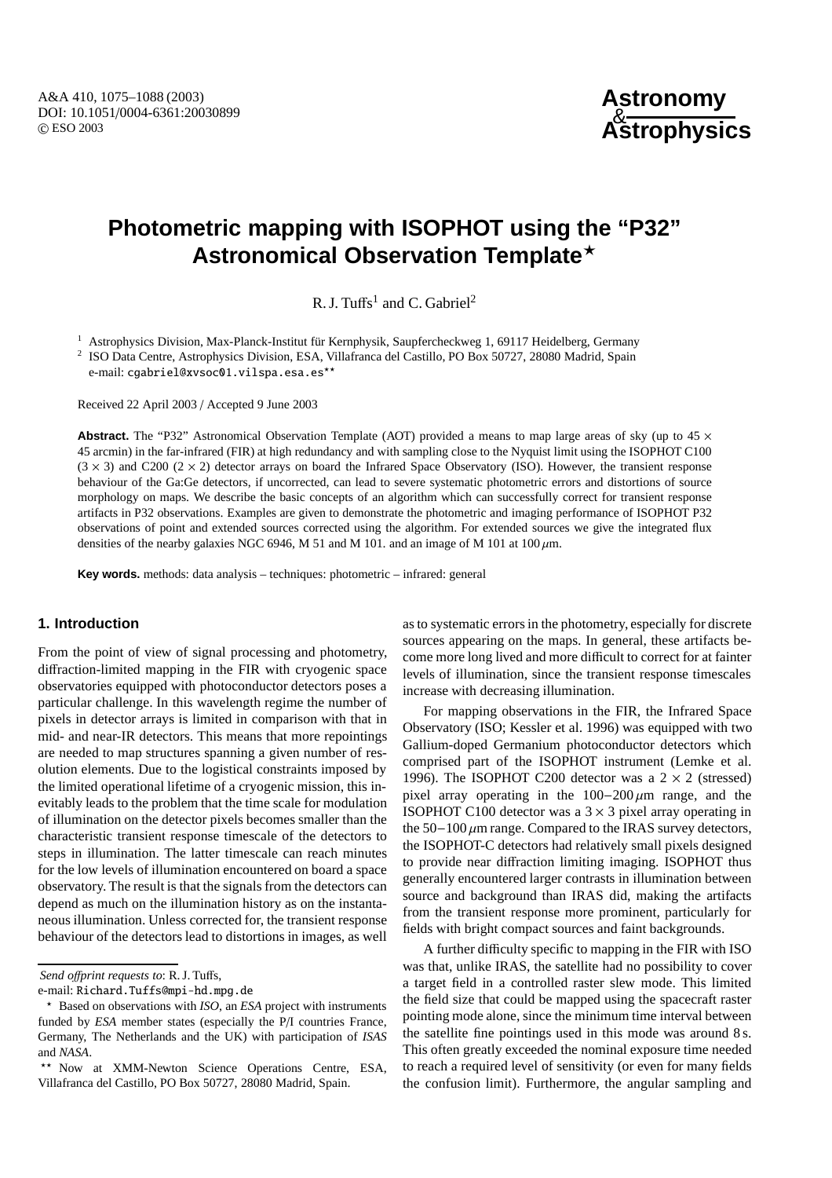# Photometric mapping with ISOPHOT using the "P32" Astronomical Observation Template*

R. J. Tuffs[1] and C. Gabriel[2]

[1] Astrophysics Division, Max-Planck-Institut für Kernphysik, Saupfercheckweg 1, 69117 Heidelberg, Germany

[2] ISO Data Centre, Astrophysics Division, ESA, Villafranca del Castillo, PO Box 50727, 28080 Madrid, Spain
e-mail: cgabriel@xvsoc01.vilspa.esa.es**

Received 22 April 2003 / Accepted 9 June 2003

**Abstract.** The "P32" Astronomical Observation Template (AOT) provided a means to map large areas of sky (up to 45 × 45 arcmin) in the far-infrared (FIR) at high redundancy and with sampling close to the Nyquist limit using the ISOPHOT C100 (3 × 3) and C200 (2 × 2) detector arrays on board the Infrared Space Observatory (ISO). However, the transient response behaviour of the Ga:Ge detectors, if uncorrected, can lead to severe systematic photometric errors and distortions of source morphology on maps. We describe the basic concepts of an algorithm which can successfully correct for transient response artifacts in P32 observations. Examples are given to demonstrate the photometric and imaging performance of ISOPHOT P32 observations of point and extended sources corrected using the algorithm. For extended sources we give the integrated flux densities of the nearby galaxies NGC 6946, M 51 and M 101. and an image of M 101 at 100 $\mu$m.

**Key words.** methods: data analysis – techniques: photometric – infrared: general

## 1. Introduction

From the point of view of signal processing and photometry, diffraction-limited mapping in the FIR with cryogenic space observatories equipped with photoconductor detectors poses a particular challenge. In this wavelength regime the number of pixels in detector arrays is limited in comparison with that in mid- and near-IR detectors. This means that more repointings are needed to map structures spanning a given number of resolution elements. Due to the logistical constraints imposed by the limited operational lifetime of a cryogenic mission, this inevitably leads to the problem that the time scale for modulation of illumination on the detector pixels becomes smaller than the characteristic transient response timescale of the detectors to steps in illumination. The latter timescale can reach minutes for the low levels of illumination encountered on board a space observatory. The result is that the signals from the detectors can depend as much on the illumination history as on the instantaneous illumination. Unless corrected for, the transient response behaviour of the detectors lead to distortions in images, as well as to systematic errors in the photometry, especially for discrete sources appearing on the maps. In general, these artifacts become more long lived and more difficult to correct for at fainter levels of illumination, since the transient response timescales increase with decreasing illumination.

For mapping observations in the FIR, the Infrared Space Observatory (ISO; Kessler et al. 1996) was equipped with two Gallium-doped Germanium photoconductor detectors which comprised part of the ISOPHOT instrument (Lemke et al. 1996). The ISOPHOT C200 detector was a 2 × 2 (stressed) pixel array operating in the 100–200 $\mu$m range, and the ISOPHOT C100 detector was a 3 × 3 pixel array operating in the 50–100 $\mu$m range. Compared to the IRAS survey detectors, the ISOPHOT-C detectors had relatively small pixels designed to provide near diffraction limiting imaging. ISOPHOT thus generally encountered larger contrasts in illumination between source and background than IRAS did, making the artifacts from the transient response more prominent, particularly for fields with bright compact sources and faint backgrounds.

A further difficulty specific to mapping in the FIR with ISO was that, unlike IRAS, the satellite had no possibility to cover a target field in a controlled raster slew mode. This limited the field size that could be mapped using the spacecraft raster pointing mode alone, since the minimum time interval between the satellite fine pointings used in this mode was around 8 s. This often greatly exceeded the nominal exposure time needed to reach a required level of sensitivity (or even for many fields the confusion limit). Furthermore, the angular sampling and

---

*Send offprint requests to*: R. J. Tuffs,
e-mail: Richard.Tuffs@mpi-hd.mpg.de

* Based on observations with *ISO*, an *ESA* project with instruments funded by *ESA* member states (especially the P/I countries France, Germany, The Netherlands and the UK) with participation of *ISAS* and *NASA*.

** Now at XMM-Newton Science Operations Centre, ESA, Villafranca del Castillo, PO Box 50727, 28080 Madrid, Spain.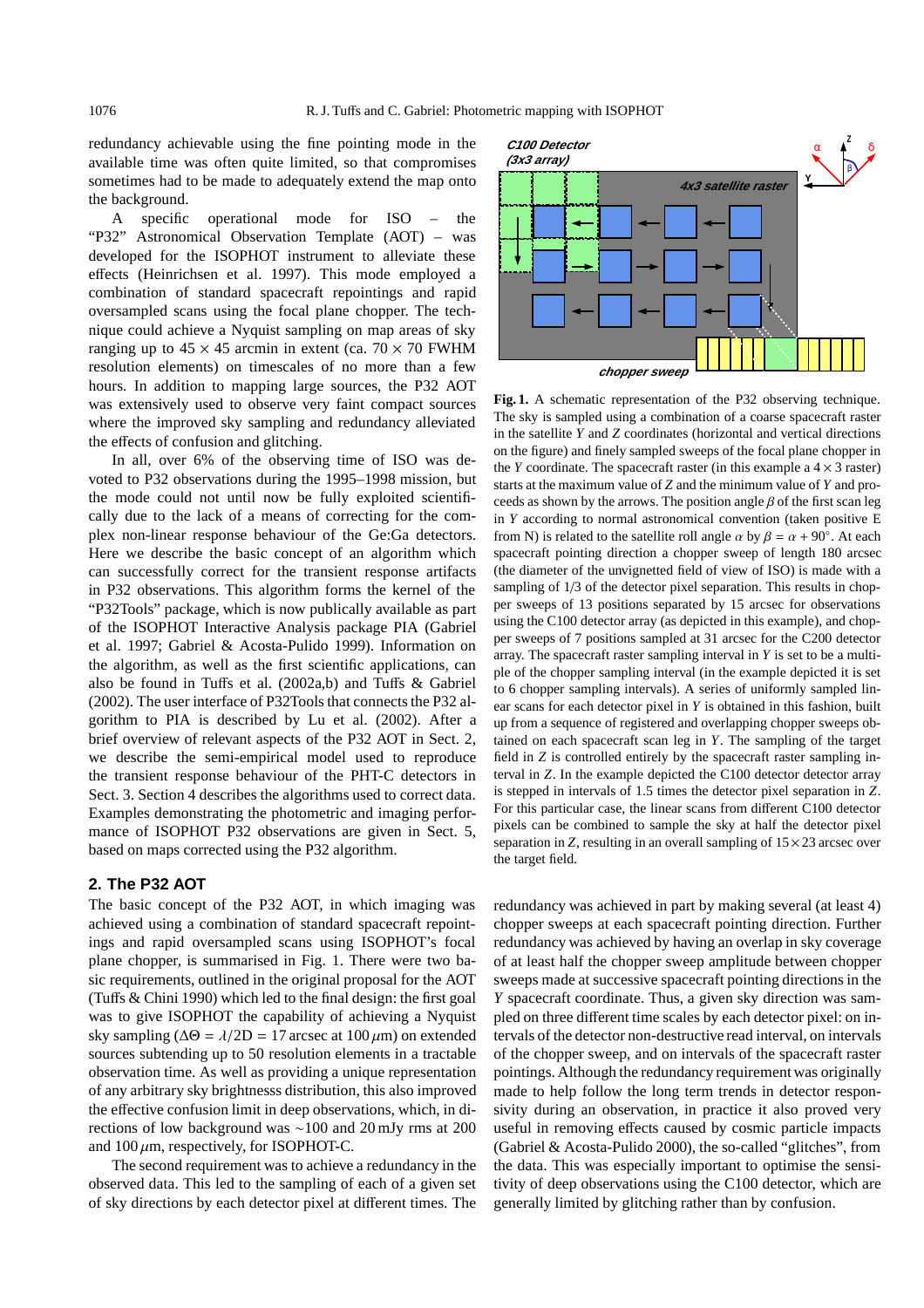redundancy achievable using the fine pointing mode in the available time was often quite limited, so that compromises sometimes had to be made to adequately extend the map onto the background.

A specific operational mode for ISO – the "P32" Astronomical Observation Template (AOT) – was developed for the ISOPHOT instrument to alleviate these effects (Heinrichsen et al. 1997). This mode employed a combination of standard spacecraft repointings and rapid oversampled scans using the focal plane chopper. The technique could achieve a Nyquist sampling on map areas of sky ranging up to $45 \times 45$ arcmin in extent (ca. $70 \times 70$ FWHM resolution elements) on timescales of no more than a few hours. In addition to mapping large sources, the P32 AOT was extensively used to observe very faint compact sources where the improved sky sampling and redundancy alleviated the effects of confusion and glitching.

In all, over 6% of the observing time of ISO was devoted to P32 observations during the 1995–1998 mission, but the mode could not until now be fully exploited scientifically due to the lack of a means of correcting for the complex non-linear response behaviour of the Ge:Ga detectors. Here we describe the basic concept of an algorithm which can successfully correct for the transient response artifacts in P32 observations. This algorithm forms the kernel of the "P32Tools" package, which is now publically available as part of the ISOPHOT Interactive Analysis package PIA (Gabriel et al. 1997; Gabriel & Acosta-Pulido 1999). Information on the algorithm, as well as the first scientific applications, can also be found in Tuffs et al. (2002a,b) and Tuffs & Gabriel (2002). The user interface of P32Tools that connects the P32 algorithm to PIA is described by Lu et al. (2002). After a brief overview of relevant aspects of the P32 AOT in Sect. 2, we describe the semi-empirical model used to reproduce the transient response behaviour of the PHT-C detectors in Sect. 3. Section 4 describes the algorithms used to correct data. Examples demonstrating the photometric and imaging performance of ISOPHOT P32 observations are given in Sect. 5, based on maps corrected using the P32 algorithm.

## 2. The P32 AOT

The basic concept of the P32 AOT, in which imaging was achieved using a combination of standard spacecraft repointings and rapid oversampled scans using ISOPHOT's focal plane chopper, is summarised in Fig. 1. There were two basic requirements, outlined in the original proposal for the AOT (Tuffs & Chini 1990) which led to the final design: the first goal was to give ISOPHOT the capability of achieving a Nyquist sky sampling ($\Delta\Theta = \lambda/2D = 17$ arcsec at $100\,\mu$m) on extended sources subtending up to 50 resolution elements in a tractable observation time. As well as providing a unique representation of any arbitrary sky brightnesss distribution, this also improved the effective confusion limit in deep observations, which, in directions of low background was $\sim$100 and 20 mJy rms at 200 and $100\,\mu$m, respectively, for ISOPHOT-C.

The second requirement was to achieve a redundancy in the observed data. This led to the sampling of each of a given set of sky directions by each detector pixel at different times. The redundancy was achieved in part by making several (at least 4) chopper sweeps at each spacecraft pointing direction. Further redundancy was achieved by having an overlap in sky coverage of at least half the chopper sweep amplitude between chopper sweeps made at successive spacecraft pointing directions in the $Y$ spacecraft coordinate. Thus, a given sky direction was sampled on three different time scales by each detector pixel: on intervals of the detector non-destructive read interval, on intervals of the chopper sweep, and on intervals of the spacecraft raster pointings. Although the redundancy requirement was originally made to help follow the long term trends in detector responsivity during an observation, in practice it also proved very useful in removing effects caused by cosmic particle impacts (Gabriel & Acosta-Pulido 2000), the so-called "glitches", from the data. This was especially important to optimise the sensitivity of deep observations using the C100 detector, which are generally limited by glitching rather than by confusion.

**Fig. 1.** A schematic representation of the P32 observing technique. The sky is sampled using a combination of a coarse spacecraft raster in the satellite $Y$ and $Z$ coordinates (horizontal and vertical directions on the figure) and finely sampled sweeps of the focal plane chopper in the $Y$ coordinate. The spacecraft raster (in this example a $4 \times 3$ raster) starts at the maximum value of $Z$ and the minimum value of $Y$ and proceeds as shown by the arrows. The position angle $\beta$ of the first scan leg in $Y$ according to normal astronomical convention (taken positive E from N) is related to the satellite roll angle $\alpha$ by $\beta = \alpha + 90^{\circ}$. At each spacecraft pointing direction a chopper sweep of length 180 arcsec (the diameter of the unvignetted field of view of ISO) is made with a sampling of 1/3 of the detector pixel separation. This results in chopper sweeps of 13 positions separated by 15 arcsec for observations using the C100 detector array (as depicted in this example), and chopper sweeps of 7 positions sampled at 31 arcsec for the C200 detector array. The spacecraft raster sampling interval in $Y$ is set to be a multiple of the chopper sampling interval (in the example depicted it is set to 6 chopper sampling intervals). A series of uniformly sampled linear scans for each detector pixel in $Y$ is obtained in this fashion, built up from a sequence of registered and overlapping chopper sweeps obtained on each spacecraft scan leg in $Y$. The sampling of the target field in $Z$ is controlled entirely by the spacecraft raster sampling interval in $Z$. In the example depicted the C100 detector detector array is stepped in intervals of 1.5 times the detector pixel separation in $Z$. For this particular case, the linear scans from different C100 detector pixels can be combined to sample the sky at half the detector pixel separation in $Z$, resulting in an overall sampling of $15 \times 23$ arcsec over the target field.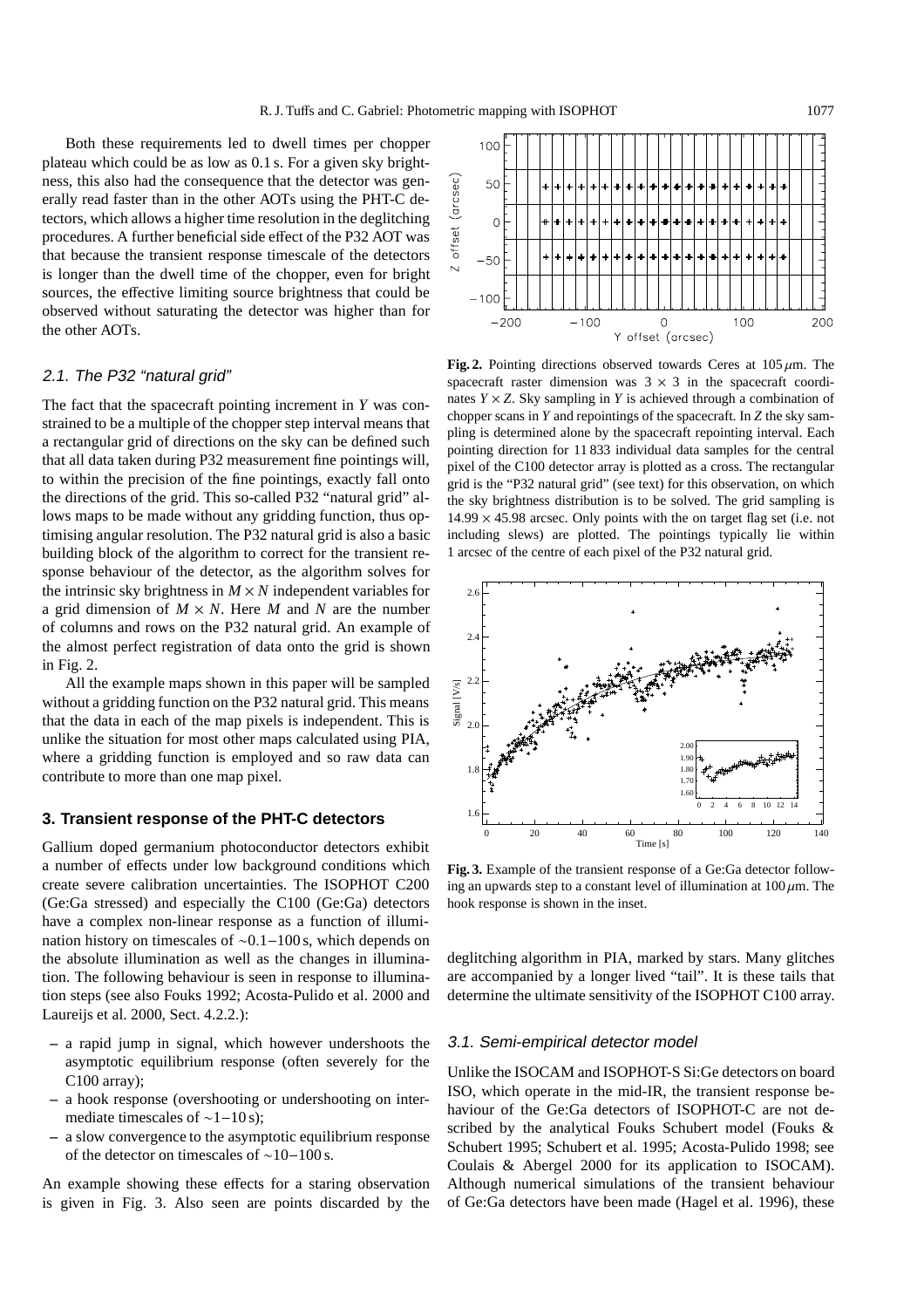Both these requirements led to dwell times per chopper plateau which could be as low as 0.1 s. For a given sky brightness, this also had the consequence that the detector was generally read faster than in the other AOTs using the PHT-C detectors, which allows a higher time resolution in the deglitching procedures. A further beneficial side effect of the P32 AOT was that because the transient response timescale of the detectors is longer than the dwell time of the chopper, even for bright sources, the effective limiting source brightness that could be observed without saturating the detector was higher than for the other AOTs.

### 2.1. The P32 "natural grid"

The fact that the spacecraft pointing increment in $Y$ was constrained to be a multiple of the chopper step interval means that a rectangular grid of directions on the sky can be defined such that all data taken during P32 measurement fine pointings will, to within the precision of the fine pointings, exactly fall onto the directions of the grid. This so-called P32 "natural grid" allows maps to be made without any gridding function, thus optimising angular resolution. The P32 natural grid is also a basic building block of the algorithm to correct for the transient response behaviour of the detector, as the algorithm solves for the intrinsic sky brightness in $M \times N$ independent variables for a grid dimension of $M \times N$. Here $M$ and $N$ are the number of columns and rows on the P32 natural grid. An example of the almost perfect registration of data onto the grid is shown in Fig. 2.

All the example maps shown in this paper will be sampled without a gridding function on the P32 natural grid. This means that the data in each of the map pixels is independent. This is unlike the situation for most other maps calculated using PIA, where a gridding function is employed and so raw data can contribute to more than one map pixel.

**Fig. 2.** Pointing directions observed towards Ceres at 105 $\mu$m. The spacecraft raster dimension was $3 \times 3$ in the spacecraft coordinates $Y \times Z$. Sky sampling in $Y$ is achieved through a combination of chopper scans in $Y$ and repointings of the spacecraft. In $Z$ the sky sampling is determined alone by the spacecraft repointing interval. Each pointing direction for 11 833 individual data samples for the central pixel of the C100 detector array is plotted as a cross. The rectangular grid is the "P32 natural grid" (see text) for this observation, on which the sky brightness distribution is to be solved. The grid sampling is $14.99 \times 45.98$ arcsec. Only points with the on target flag set (i.e. not including slews) are plotted. The pointings typically lie within 1 arcsec of the centre of each pixel of the P32 natural grid.

**Fig. 3.** Example of the transient response of a Ge:Ga detector following an upwards step to a constant level of illumination at 100 $\mu$m. The hook response is shown in the inset.

## 3. Transient response of the PHT-C detectors

Gallium doped germanium photoconductor detectors exhibit a number of effects under low background conditions which create severe calibration uncertainties. The ISOPHOT C200 (Ge:Ga stressed) and especially the C100 (Ge:Ga) detectors have a complex non-linear response as a function of illumination history on timescales of ~0.1−100 s, which depends on the absolute illumination as well as the changes in illumination. The following behaviour is seen in response to illumination steps (see also Fouks 1992; Acosta-Pulido et al. 2000 and Laureijs et al. 2000, Sect. 4.2.2.):

- a rapid jump in signal, which however undershoots the asymptotic equilibrium response (often severely for the C100 array);
- a hook response (overshooting or undershooting on intermediate timescales of ~1−10 s);
- a slow convergence to the asymptotic equilibrium response of the detector on timescales of ~10−100 s.

An example showing these effects for a staring observation is given in Fig. 3. Also seen are points discarded by the deglitching algorithm in PIA, marked by stars. Many glitches are accompanied by a longer lived "tail". It is these tails that determine the ultimate sensitivity of the ISOPHOT C100 array.

### 3.1. Semi-empirical detector model

Unlike the ISOCAM and ISOPHOT-S Si:Ge detectors on board ISO, which operate in the mid-IR, the transient response behaviour of the Ge:Ga detectors of ISOPHOT-C are not described by the analytical Fouks Schubert model (Fouks & Schubert 1995; Schubert et al. 1995; Acosta-Pulido 1998; see Coulais & Abergel 2000 for its application to ISOCAM). Although numerical simulations of the transient behaviour of Ge:Ga detectors have been made (Hagel et al. 1996), these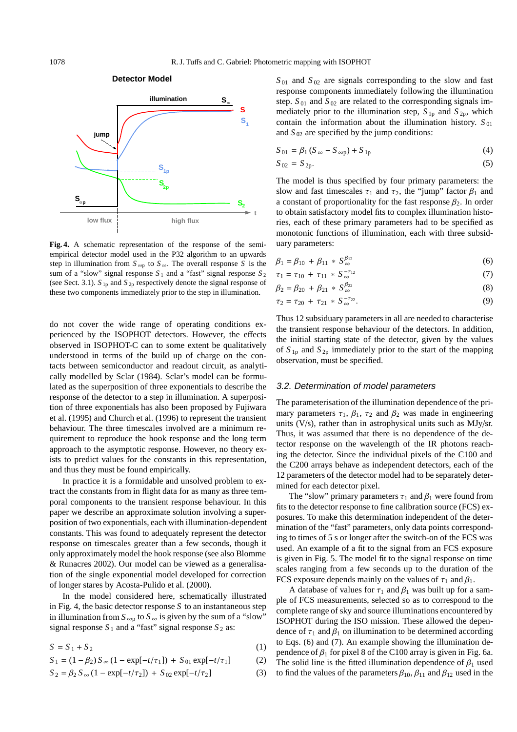Fig. 4. A schematic representation of the response of the semi-empirical detector model used in the P32 algorithm to an upwards step in illumination from $S_{\infty p}$ to $S_\infty$. The overall response $S$ is the sum of a "slow" signal response $S_1$ and a "fast" signal response $S_2$ (see Sect. 3.1). $S_{1p}$ and $S_{2p}$ respectively denote the signal response of these two components immediately prior to the step in illumination.

do not cover the wide range of operating conditions experienced by the ISOPHOT detectors. However, the effects observed in ISOPHOT-C can to some extent be qualitatively understood in terms of the build up of charge on the contacts between semiconductor and readout circuit, as analytically modelled by Sclar (1984). Sclar's model can be formulated as the superposition of three exponentials to describe the response of the detector to a step in illumination. A superposition of three exponentials has also been proposed by Fujiwara et al. (1995) and Church et al. (1996) to represent the transient behaviour. The three timescales involved are a minimum requirement to reproduce the hook response and the long term approach to the asymptotic response. However, no theory exists to predict values for the constants in this representation, and thus they must be found empirically.

In practice it is a formidable and unsolved problem to extract the constants from in flight data for as many as three temporal components to the transient response behaviour. In this paper we describe an approximate solution involving a superposition of two exponentials, each with illumination-dependent constants. This was found to adequately represent the detector response on timescales greater than a few seconds, though it only approximately model the hook response (see also Blomme & Runacres 2002). Our model can be viewed as a generalisation of the single exponential model developed for correction of longer stares by Acosta-Pulido et al. (2000).

In the model considered here, schematically illustrated in Fig. 4, the basic detector response $S$ to an instantaneous step in illumination from $S_{\infty p}$ to $S_\infty$ is given by the sum of a "slow" signal response $S_1$ and a "fast" signal response $S_2$ as:

$$S = S_1 + S_2 \tag{1}$$

$$S_1 = (1 - \beta_2)\, S_\infty \,(1 - \exp[-t/\tau_1]) + S_{01} \exp[-t/\tau_1] \tag{2}$$

$$S_2 = \beta_2\, S_\infty \,(1 - \exp[-t/\tau_2]) + S_{02} \exp[-t/\tau_2] \tag{3}$$

$S_{01}$ and $S_{02}$ are signals corresponding to the slow and fast response components immediately following the illumination step. $S_{01}$ and $S_{02}$ are related to the corresponding signals immediately prior to the illumination step, $S_{1p}$ and $S_{2p}$, which contain the information about the illumination history. $S_{01}$ and $S_{02}$ are specified by the jump conditions:

$$S_{01} = \beta_1\,(S_\infty - S_{\infty p}) + S_{1p} \tag{4}$$

$$S_{02} = S_{2p}. \tag{5}$$

The model is thus specified by four primary parameters: the slow and fast timescales $\tau_1$ and $\tau_2$, the "jump" factor $\beta_1$ and a constant of proportionality for the fast response $\beta_2$. In order to obtain satisfactory model fits to complex illumination histories, each of these primary parameters had to be specified as monotonic functions of illumination, each with three subsidiary parameters:

$$\beta_1 = \beta_{10} + \beta_{11} * S_\infty^{\beta_{12}} \tag{6}$$

$$\tau_1 = \tau_{10} + \tau_{11} * S_\infty^{-\tau_{12}} \tag{7}$$

$$\beta_2 = \beta_{20} + \beta_{21} * S_\infty^{\beta_{22}} \tag{8}$$

$$\tau_2 = \tau_{20} + \tau_{21} * S_\infty^{-\tau_{22}}. \tag{9}$$

Thus 12 subsiduary parameters in all are needed to characterise the transient response behaviour of the detectors. In addition, the initial starting state of the detector, given by the values of $S_{1p}$ and $S_{2p}$ immediately prior to the start of the mapping observation, must be specified.

### 3.2. Determination of model parameters

The parameterisation of the illumination dependence of the primary parameters $\tau_1$, $\beta_1$, $\tau_2$ and $\beta_2$ was made in engineering units (V/s), rather than in astrophysical units such as MJy/sr. Thus, it was assumed that there is no dependence of the detector response on the wavelength of the IR photons reaching the detector. Since the individual pixels of the C100 and the C200 arrays behave as independent detectors, each of the 12 parameters of the detector model had to be separately determined for each detector pixel.

The "slow" primary parameters $\tau_1$ and $\beta_1$ were found from fits to the detector response to fine calibration source (FCS) exposures. To make this determination independent of the determination of the "fast" parameters, only data points corresponding to times of 5 s or longer after the switch-on of the FCS was used. An example of a fit to the signal from an FCS exposure is given in Fig. 5. The model fit to the signal response on time scales ranging from a few seconds up to the duration of the FCS exposure depends mainly on the values of $\tau_1$ and $\beta_1$.

A database of values for $\tau_1$ and $\beta_1$ was built up for a sample of FCS measurements, selected so as to correspond to the complete range of sky and source illuminations encountered by ISOPHOT during the ISO mission. These allowed the dependence of $\tau_1$ and $\beta_1$ on illumination to be determined according to Eqs. (6) and (7). An example showing the illumination dependence of $\beta_1$ for pixel 8 of the C100 array is given in Fig. 6a. The solid line is the fitted illumination dependence of $\beta_1$ used to find the values of the parameters $\beta_{10}$, $\beta_{11}$ and $\beta_{12}$ used in the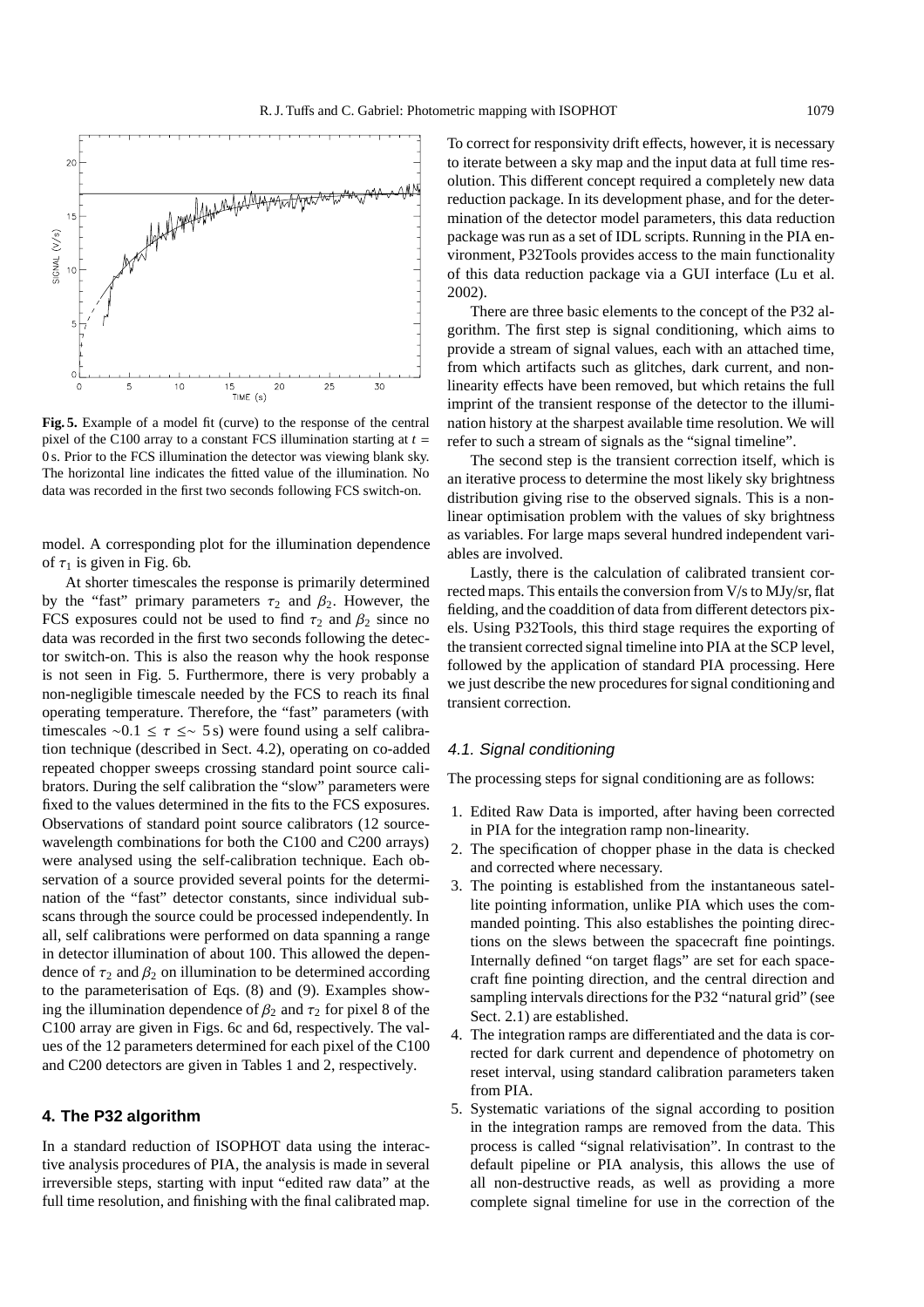**Fig. 5.** Example of a model fit (curve) to the response of the central pixel of the C100 array to a constant FCS illumination starting at $t = 0$ s. Prior to the FCS illumination the detector was viewing blank sky. The horizontal line indicates the fitted value of the illumination. No data was recorded in the first two seconds following FCS switch-on.

model. A corresponding plot for the illumination dependence of $\tau_1$ is given in Fig. 6b.

At shorter timescales the response is primarily determined by the "fast" primary parameters $\tau_2$ and $\beta_2$. However, the FCS exposures could not be used to find $\tau_2$ and $\beta_2$ since no data was recorded in the first two seconds following the detector switch-on. This is also the reason why the hook response is not seen in Fig. 5. Furthermore, there is very probably a non-negligible timescale needed by the FCS to reach its final operating temperature. Therefore, the "fast" parameters (with timescales $\sim 0.1 \leq \tau \leq\sim 5$ s) were found using a self calibration technique (described in Sect. 4.2), operating on co-added repeated chopper sweeps crossing standard point source calibrators. During the self calibration the "slow" parameters were fixed to the values determined in the fits to the FCS exposures. Observations of standard point source calibrators (12 source-wavelength combinations for both the C100 and C200 arrays) were analysed using the self-calibration technique. Each observation of a source provided several points for the determination of the "fast" detector constants, since individual subscans through the source could be processed independently. In all, self calibrations were performed on data spanning a range in detector illumination of about 100. This allowed the dependence of $\tau_2$ and $\beta_2$ on illumination to be determined according to the parameterisation of Eqs. (8) and (9). Examples showing the illumination dependence of $\beta_2$ and $\tau_2$ for pixel 8 of the C100 array are given in Figs. 6c and 6d, respectively. The values of the 12 parameters determined for each pixel of the C100 and C200 detectors are given in Tables 1 and 2, respectively.

## 4. The P32 algorithm

In a standard reduction of ISOPHOT data using the interactive analysis procedures of PIA, the analysis is made in several irreversible steps, starting with input "edited raw data" at the full time resolution, and finishing with the final calibrated map. To correct for responsivity drift effects, however, it is necessary to iterate between a sky map and the input data at full time resolution. This different concept required a completely new data reduction package. In its development phase, and for the determination of the detector model parameters, this data reduction package was run as a set of IDL scripts. Running in the PIA environment, P32Tools provides access to the main functionality of this data reduction package via a GUI interface (Lu et al. 2002).

There are three basic elements to the concept of the P32 algorithm. The first step is signal conditioning, which aims to provide a stream of signal values, each with an attached time, from which artifacts such as glitches, dark current, and non-linearity effects have been removed, but which retains the full imprint of the transient response of the detector to the illumination history at the sharpest available time resolution. We will refer to such a stream of signals as the "signal timeline".

The second step is the transient correction itself, which is an iterative process to determine the most likely sky brightness distribution giving rise to the observed signals. This is a non-linear optimisation problem with the values of sky brightness as variables. For large maps several hundred independent variables are involved.

Lastly, there is the calculation of calibrated transient corrected maps. This entails the conversion from V/s to MJy/sr, flat fielding, and the coaddition of data from different detectors pixels. Using P32Tools, this third stage requires the exporting of the transient corrected signal timeline into PIA at the SCP level, followed by the application of standard PIA processing. Here we just describe the new procedures for signal conditioning and transient correction.

### 4.1. Signal conditioning

The processing steps for signal conditioning are as follows:

1. Edited Raw Data is imported, after having been corrected in PIA for the integration ramp non-linearity.
2. The specification of chopper phase in the data is checked and corrected where necessary.
3. The pointing is established from the instantaneous satellite pointing information, unlike PIA which uses the commanded pointing. This also establishes the pointing directions on the slews between the spacecraft fine pointings. Internally defined "on target flags" are set for each spacecraft fine pointing direction, and the central direction and sampling intervals directions for the P32 "natural grid" (see Sect. 2.1) are established.
4. The integration ramps are differentiated and the data is corrected for dark current and dependence of photometry on reset interval, using standard calibration parameters taken from PIA.
5. Systematic variations of the signal according to position in the integration ramps are removed from the data. This process is called "signal relativisation". In contrast to the default pipeline or PIA analysis, this allows the use of all non-destructive reads, as well as providing a more complete signal timeline for use in the correction of the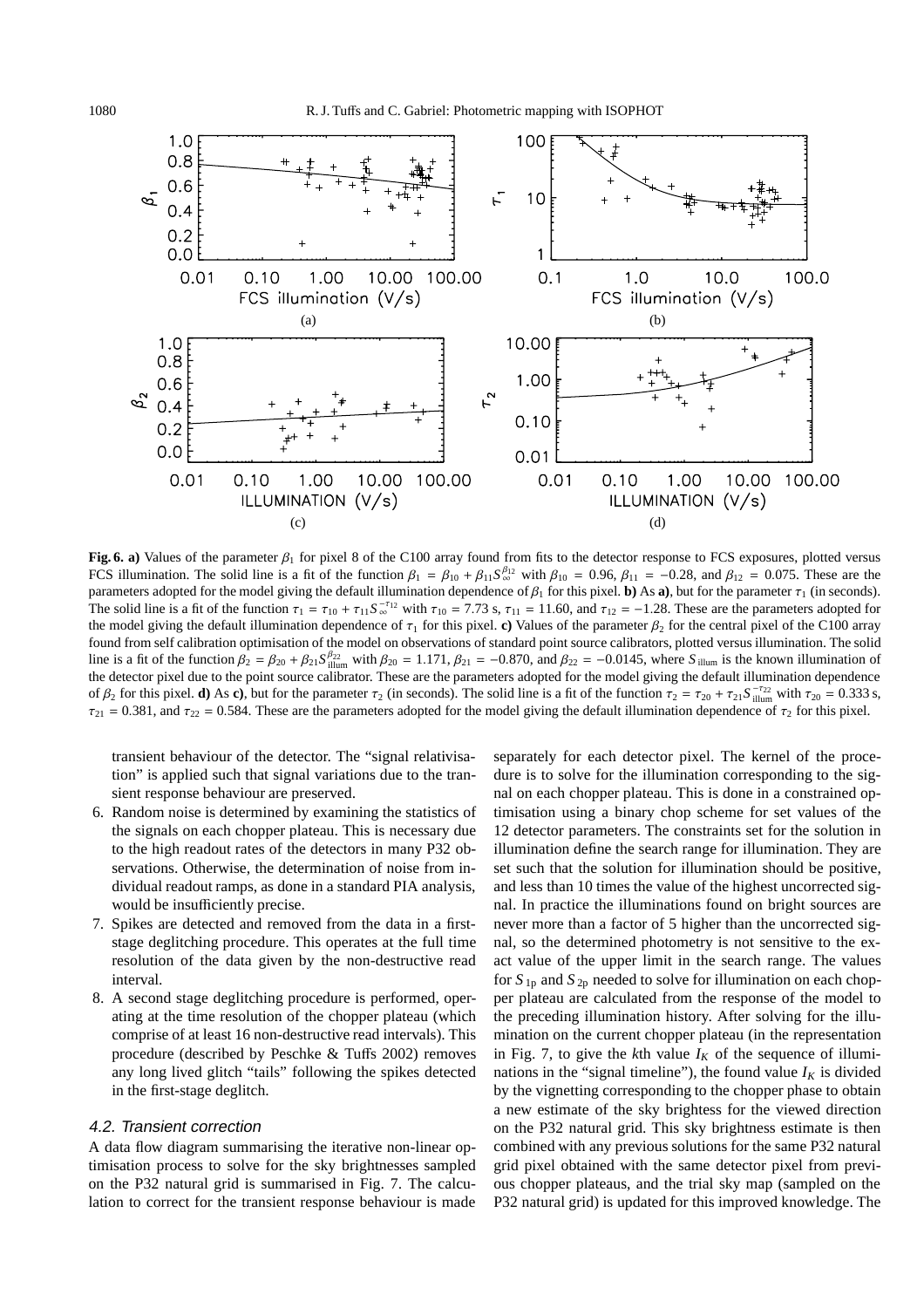**Fig. 6. a)** Values of the parameter $\beta_1$ for pixel 8 of the C100 array found from fits to the detector response to FCS exposures, plotted versus FCS illumination. The solid line is a fit of the function $\beta_1 = \beta_{10} + \beta_{11} S_\infty^{\beta_{12}}$ with $\beta_{10} = 0.96$, $\beta_{11} = -0.28$, and $\beta_{12} = 0.075$. These are the parameters adopted for the model giving the default illumination dependence of $\beta_1$ for this pixel. **b)** As **a)**, but for the parameter $\tau_1$ (in seconds). The solid line is a fit of the function $\tau_1 = \tau_{10} + \tau_{11} S_\infty^{-\tau_{12}}$ with $\tau_{10} = 7.73$ s, $\tau_{11} = 11.60$, and $\tau_{12} = -1.28$. These are the parameters adopted for the model giving the default illumination dependence of $\tau_1$ for this pixel. **c)** Values of the parameter $\beta_2$ for the central pixel of the C100 array found from self calibration optimisation of the model on observations of standard point source calibrators, plotted versus illumination. The solid line is a fit of the function $\beta_2 = \beta_{20} + \beta_{21} S_{\rm illum}^{\beta_{22}}$ with $\beta_{20} = 1.171$, $\beta_{21} = -0.870$, and $\beta_{22} = -0.0145$, where $S_{\rm illum}$ is the known illumination of the detector pixel due to the point source calibrator. These are the parameters adopted for the model giving the default illumination dependence of $\beta_2$ for this pixel. **d)** As **c)**, but for the parameter $\tau_2$ (in seconds). The solid line is a fit of the function $\tau_2 = \tau_{20} + \tau_{21} S_{\rm illum}^{-\tau_{22}}$ with $\tau_{20} = 0.333$ s, $\tau_{21} = 0.381$, and $\tau_{22} = 0.584$. These are the parameters adopted for the model giving the default illumination dependence of $\tau_2$ for this pixel.

transient behaviour of the detector. The "signal relativisation" is applied such that signal variations due to the transient response behaviour are preserved.

6. Random noise is determined by examining the statistics of the signals on each chopper plateau. This is necessary due to the high readout rates of the detectors in many P32 observations. Otherwise, the determination of noise from individual readout ramps, as done in a standard PIA analysis, would be insufficiently precise.
7. Spikes are detected and removed from the data in a first-stage deglitching procedure. This operates at the full time resolution of the data given by the non-destructive read interval.
8. A second stage deglitching procedure is performed, operating at the time resolution of the chopper plateau (which comprise of at least 16 non-destructive read intervals). This procedure (described by Peschke & Tuffs 2002) removes any long lived glitch "tails" following the spikes detected in the first-stage deglitch.

### 4.2. Transient correction

A data flow diagram summarising the iterative non-linear optimisation process to solve for the sky brightnesses sampled on the P32 natural grid is summarised in Fig. 7. The calculation to correct for the transient response behaviour is made separately for each detector pixel. The kernel of the procedure is to solve for the illumination corresponding to the signal on each chopper plateau. This is done in a constrained optimisation using a binary chop scheme for set values of the 12 detector parameters. The constraints set for the solution in illumination define the search range for illumination. They are set such that the solution for illumination should be positive, and less than 10 times the value of the highest uncorrected signal. In practice the illuminations found on bright sources are never more than a factor of 5 higher than the uncorrected signal, so the determined photometry is not sensitive to the exact value of the upper limit in the search range. The values for $S_{1\rm p}$ and $S_{2\rm p}$ needed to solve for illumination on each chopper plateau are calculated from the response of the model to the preceding illumination history. After solving for the illumination on the current chopper plateau (in the representation in Fig. 7, to give the $k$th value $I_K$ of the sequence of illuminations in the "signal timeline"), the found value $I_K$ is divided by the vignetting corresponding to the chopper phase to obtain a new estimate of the sky brightess for the viewed direction on the P32 natural grid. This sky brightness estimate is then combined with any previous solutions for the same P32 natural grid pixel obtained with the same detector pixel from previous chopper plateaus, and the trial sky map (sampled on the P32 natural grid) is updated for this improved knowledge. The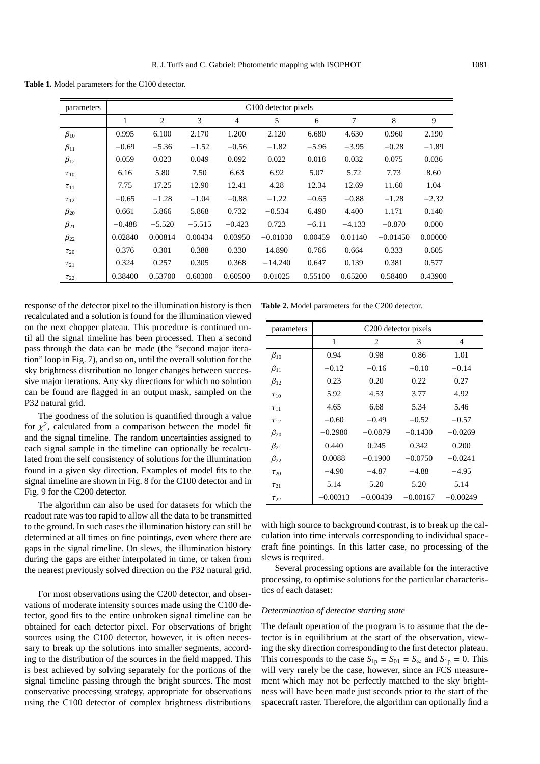**Table 1.** Model parameters for the C100 detector.

| parameters | C100 detector pixels | | | | | | | | |
|---|---|---|---|---|---|---|---|---|---|
| | 1 | 2 | 3 | 4 | 5 | 6 | 7 | 8 | 9 |
| $\beta_{10}$ | 0.995 | 6.100 | 2.170 | 1.200 | 2.120 | 6.680 | 4.630 | 0.960 | 2.190 |
| $\beta_{11}$ | −0.69 | −5.36 | −1.52 | −0.56 | −1.82 | −5.96 | −3.95 | −0.28 | −1.89 |
| $\beta_{12}$ | 0.059 | 0.023 | 0.049 | 0.092 | 0.022 | 0.018 | 0.032 | 0.075 | 0.036 |
| $\tau_{10}$ | 6.16 | 5.80 | 7.50 | 6.63 | 6.92 | 5.07 | 5.72 | 7.73 | 8.60 |
| $\tau_{11}$ | 7.75 | 17.25 | 12.90 | 12.41 | 4.28 | 12.34 | 12.69 | 11.60 | 1.04 |
| $\tau_{12}$ | −0.65 | −1.28 | −1.04 | −0.88 | −1.22 | −0.65 | −0.88 | −1.28 | −2.32 |
| $\beta_{20}$ | 0.661 | 5.866 | 5.868 | 0.732 | −0.534 | 6.490 | 4.400 | 1.171 | 0.140 |
| $\beta_{21}$ | −0.488 | −5.520 | −5.515 | −0.423 | 0.723 | −6.11 | −4.133 | −0.870 | 0.000 |
| $\beta_{22}$ | 0.02840 | 0.00814 | 0.00434 | 0.03950 | −0.01030 | 0.00459 | 0.01140 | −0.01450 | 0.00000 |
| $\tau_{20}$ | 0.376 | 0.301 | 0.388 | 0.330 | 14.890 | 0.766 | 0.664 | 0.333 | 0.605 |
| $\tau_{21}$ | 0.324 | 0.257 | 0.305 | 0.368 | −14.240 | 0.647 | 0.139 | 0.381 | 0.577 |
| $\tau_{22}$ | 0.38400 | 0.53700 | 0.60300 | 0.60500 | 0.01025 | 0.55100 | 0.65200 | 0.58400 | 0.43900 |

response of the detector pixel to the illumination history is then recalculated and a solution is found for the illumination viewed on the next chopper plateau. This procedure is continued until all the signal timeline has been processed. Then a second pass through the data can be made (the "second major iteration" loop in Fig. 7), and so on, until the overall solution for the sky brightness distribution no longer changes between successive major iterations. Any sky directions for which no solution can be found are flagged in an output mask, sampled on the P32 natural grid.

The goodness of the solution is quantified through a value for $\chi^2$, calculated from a comparison between the model fit and the signal timeline. The random uncertainties assigned to each signal sample in the timeline can optionally be recalculated from the self consistency of solutions for the illumination found in a given sky direction. Examples of model fits to the signal timeline are shown in Fig. 8 for the C100 detector and in Fig. 9 for the C200 detector.

The algorithm can also be used for datasets for which the readout rate was too rapid to allow all the data to be transmitted to the ground. In such cases the illumination history can still be determined at all times on fine pointings, even where there are gaps in the signal timeline. On slews, the illumination history during the gaps are either interpolated in time, or taken from the nearest previously solved direction on the P32 natural grid.

For most observations using the C200 detector, and observations of moderate intensity sources made using the C100 detector, good fits to the entire unbroken signal timeline can be obtained for each detector pixel. For observations of bright sources using the C100 detector, however, it is often necessary to break up the solutions into smaller segments, according to the distribution of the sources in the field mapped. This is best achieved by solving separately for the portions of the signal timeline passing through the bright sources. The most conservative processing strategy, appropriate for observations using the C100 detector of complex brightness distributions with high source to background contrast, is to break up the calculation into time intervals corresponding to individual spacecraft fine pointings. In this latter case, no processing of the slews is required.

**Table 2.** Model parameters for the C200 detector.

| parameters | C200 detector pixels | | | |
|---|---|---|---|---|
| | 1 | 2 | 3 | 4 |
| $\beta_{10}$ | 0.94 | 0.98 | 0.86 | 1.01 |
| $\beta_{11}$ | −0.12 | −0.16 | −0.10 | −0.14 |
| $\beta_{12}$ | 0.23 | 0.20 | 0.22 | 0.27 |
| $\tau_{10}$ | 5.92 | 4.53 | 3.77 | 4.92 |
| $\tau_{11}$ | 4.65 | 6.68 | 5.34 | 5.46 |
| $\tau_{12}$ | −0.60 | −0.49 | −0.52 | −0.57 |
| $\beta_{20}$ | −0.2980 | −0.0879 | −0.1430 | −0.0269 |
| $\beta_{21}$ | 0.440 | 0.245 | 0.342 | 0.200 |
| $\beta_{22}$ | 0.0088 | −0.1900 | −0.0750 | −0.0241 |
| $\tau_{20}$ | −4.90 | −4.87 | −4.88 | −4.95 |
| $\tau_{21}$ | 5.14 | 5.20 | 5.20 | 5.14 |
| $\tau_{22}$ | −0.00313 | −0.00439 | −0.00167 | −0.00249 |

Several processing options are available for the interactive processing, to optimise solutions for the particular characteristics of each dataset:

*Determination of detector starting state*

The default operation of the program is to assume that the detector is in equilibrium at the start of the observation, viewing the sky direction corresponding to the first detector plateau. This corresponds to the case $S_{1\mathrm{p}} = S_{01} = S_\infty$ and $S_{1\mathrm{p}} = 0$. This will very rarely be the case, however, since an FCS measurement which may not be perfectly matched to the sky brightness will have been made just seconds prior to the start of the spacecraft raster. Therefore, the algorithm can optionally find a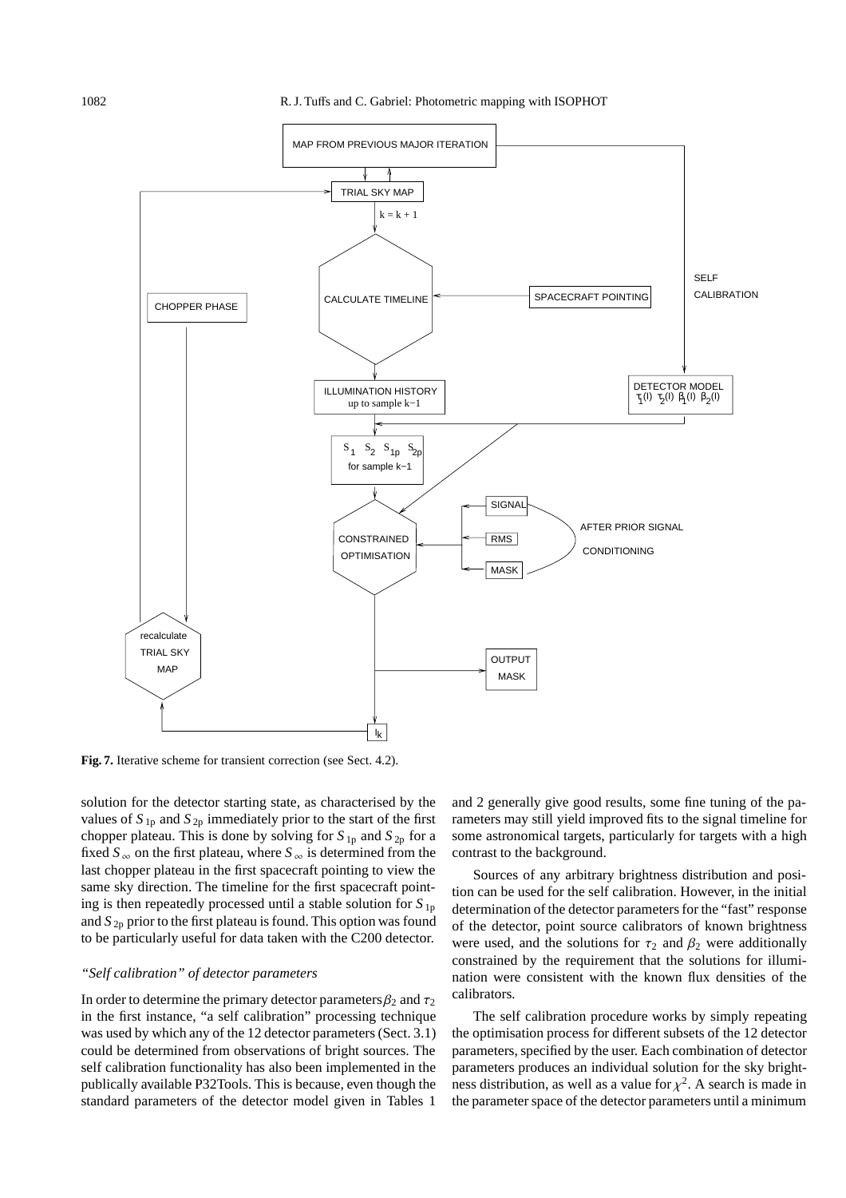**Fig. 7.** Iterative scheme for transient correction (see Sect. 4.2).

solution for the detector starting state, as characterised by the values of $S_{1p}$ and $S_{2p}$ immediately prior to the start of the first chopper plateau. This is done by solving for $S_{1p}$ and $S_{2p}$ for a fixed $S_{\infty}$ on the first plateau, where $S_{\infty}$ is determined from the last chopper plateau in the first spacecraft pointing to view the same sky direction. The timeline for the first spacecraft pointing is then repeatedly processed until a stable solution for $S_{1p}$ and $S_{2p}$ prior to the first plateau is found. This option was found to be particularly useful for data taken with the C200 detector.

### *"Self calibration" of detector parameters*

In order to determine the primary detector parameters $\beta_2$ and $\tau_2$ in the first instance, "a self calibration" processing technique was used by which any of the 12 detector parameters (Sect. 3.1) could be determined from observations of bright sources. The self calibration functionality has also been implemented in the publically available P32Tools. This is because, even though the standard parameters of the detector model given in Tables 1 and 2 generally give good results, some fine tuning of the parameters may still yield improved fits to the signal timeline for some astronomical targets, particularly for targets with a high contrast to the background.

Sources of any arbitrary brightness distribution and position can be used for the self calibration. However, in the initial determination of the detector parameters for the "fast" response of the detector, point source calibrators of known brightness were used, and the solutions for $\tau_2$ and $\beta_2$ were additionally constrained by the requirement that the solutions for illumination were consistent with the known flux densities of the calibrators.

The self calibration procedure works by simply repeating the optimisation process for different subsets of the 12 detector parameters, specified by the user. Each combination of detector parameters produces an individual solution for the sky brightness distribution, as well as a value for $\chi^2$. A search is made in the parameter space of the detector parameters until a minimum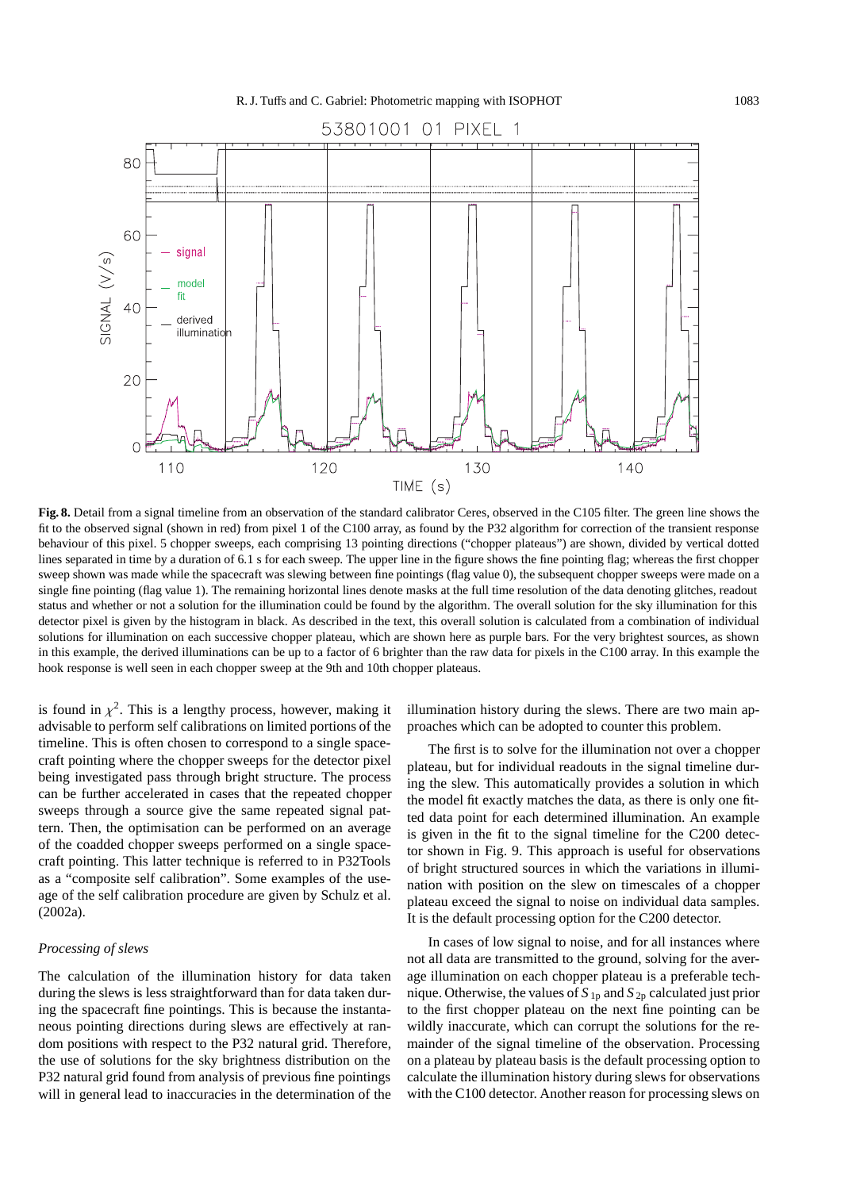**Fig. 8.** Detail from a signal timeline from an observation of the standard calibrator Ceres, observed in the C105 filter. The green line shows the fit to the observed signal (shown in red) from pixel 1 of the C100 array, as found by the P32 algorithm for correction of the transient response behaviour of this pixel. 5 chopper sweeps, each comprising 13 pointing directions ("chopper plateaus") are shown, divided by vertical dotted lines separated in time by a duration of 6.1 s for each sweep. The upper line in the figure shows the fine pointing flag; whereas the first chopper sweep shown was made while the spacecraft was slewing between fine pointings (flag value 0), the subsequent chopper sweeps were made on a single fine pointing (flag value 1). The remaining horizontal lines denote masks at the full time resolution of the data denoting glitches, readout status and whether or not a solution for the illumination could be found by the algorithm. The overall solution for the sky illumination for this detector pixel is given by the histogram in black. As described in the text, this overall solution is calculated from a combination of individual solutions for illumination on each successive chopper plateau, which are shown here as purple bars. For the very brightest sources, as shown in this example, the derived illuminations can be up to a factor of 6 brighter than the raw data for pixels in the C100 array. In this example the hook response is well seen in each chopper sweep at the 9th and 10th chopper plateaus.

is found in $\chi^2$. This is a lengthy process, however, making it advisable to perform self calibrations on limited portions of the timeline. This is often chosen to correspond to a single spacecraft pointing where the chopper sweeps for the detector pixel being investigated pass through bright structure. The process can be further accelerated in cases that the repeated chopper sweeps through a source give the same repeated signal pattern. Then, the optimisation can be performed on an average of the coadded chopper sweeps performed on a single spacecraft pointing. This latter technique is referred to in P32Tools as a "composite self calibration". Some examples of the useage of the self calibration procedure are given by Schulz et al. (2002a).

*Processing of slews*

The calculation of the illumination history for data taken during the slews is less straightforward than for data taken during the spacecraft fine pointings. This is because the instantaneous pointing directions during slews are effectively at random positions with respect to the P32 natural grid. Therefore, the use of solutions for the sky brightness distribution on the P32 natural grid found from analysis of previous fine pointings will in general lead to inaccuracies in the determination of the illumination history during the slews. There are two main approaches which can be adopted to counter this problem.

The first is to solve for the illumination not over a chopper plateau, but for individual readouts in the signal timeline during the slew. This automatically provides a solution in which the model fit exactly matches the data, as there is only one fitted data point for each determined illumination. An example is given in the fit to the signal timeline for the C200 detector shown in Fig. 9. This approach is useful for observations of bright structured sources in which the variations in illumination with position on the slew on timescales of a chopper plateau exceed the signal to noise on individual data samples. It is the default processing option for the C200 detector.

In cases of low signal to noise, and for all instances where not all data are transmitted to the ground, solving for the average illumination on each chopper plateau is a preferable technique. Otherwise, the values of $S_{1\mathrm{p}}$ and $S_{2\mathrm{p}}$ calculated just prior to the first chopper plateau on the next fine pointing can be wildly inaccurate, which can corrupt the solutions for the remainder of the signal timeline of the observation. Processing on a plateau by plateau basis is the default processing option to calculate the illumination history during slews for observations with the C100 detector. Another reason for processing slews on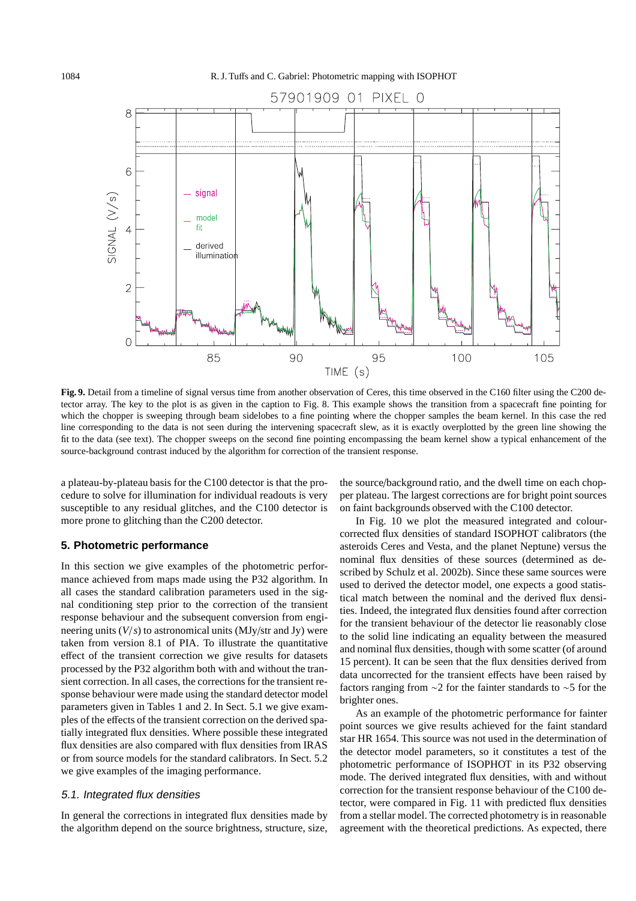**Fig. 9.** Detail from a timeline of signal versus time from another observation of Ceres, this time observed in the C160 filter using the C200 detector array. The key to the plot is as given in the caption to Fig. 8. This example shows the transition from a spacecraft fine pointing for which the chopper is sweeping through beam sidelobes to a fine pointing where the chopper samples the beam kernel. In this case the red line corresponding to the data is not seen during the intervening spacecraft slew, as it is exactly overplotted by the green line showing the fit to the data (see text). The chopper sweeps on the second fine pointing encompassing the beam kernel show a typical enhancement of the source-background contrast induced by the algorithm for correction of the transient response.

a plateau-by-plateau basis for the C100 detector is that the procedure to solve for illumination for individual readouts is very susceptible to any residual glitches, and the C100 detector is more prone to glitching than the C200 detector.

## 5. Photometric performance

In this section we give examples of the photometric performance achieved from maps made using the P32 algorithm. In all cases the standard calibration parameters used in the signal conditioning step prior to the correction of the transient response behaviour and the subsequent conversion from engineering units ($V/s$) to astronomical units (MJy/str and Jy) were taken from version 8.1 of PIA. To illustrate the quantitative effect of the transient correction we give results for datasets processed by the P32 algorithm both with and without the transient correction. In all cases, the corrections for the transient response behaviour were made using the standard detector model parameters given in Tables 1 and 2. In Sect. 5.1 we give examples of the effects of the transient correction on the derived spatially integrated flux densities. Where possible these integrated flux densities are also compared with flux densities from IRAS or from source models for the standard calibrators. In Sect. 5.2 we give examples of the imaging performance.

### *5.1. Integrated flux densities*

In general the corrections in integrated flux densities made by the algorithm depend on the source brightness, structure, size, the source/background ratio, and the dwell time on each chopper plateau. The largest corrections are for bright point sources on faint backgrounds observed with the C100 detector.

In Fig. 10 we plot the measured integrated and colour-corrected flux densities of standard ISOPHOT calibrators (the asteroids Ceres and Vesta, and the planet Neptune) versus the nominal flux densities of these sources (determined as described by Schulz et al. 2002b). Since these same sources were used to derived the detector model, one expects a good statistical match between the nominal and the derived flux densities. Indeed, the integrated flux densities found after correction for the transient behaviour of the detector lie reasonably close to the solid line indicating an equality between the measured and nominal flux densities, though with some scatter (of around 15 percent). It can be seen that the flux densities derived from data uncorrected for the transient effects have been raised by factors ranging from $\sim$2 for the fainter standards to $\sim$5 for the brighter ones.

As an example of the photometric performance for fainter point sources we give results achieved for the faint standard star HR 1654. This source was not used in the determination of the detector model parameters, so it constitutes a test of the photometric performance of ISOPHOT in its P32 observing mode. The derived integrated flux densities, with and without correction for the transient response behaviour of the C100 detector, were compared in Fig. 11 with predicted flux densities from a stellar model. The corrected photometry is in reasonable agreement with the theoretical predictions. As expected, there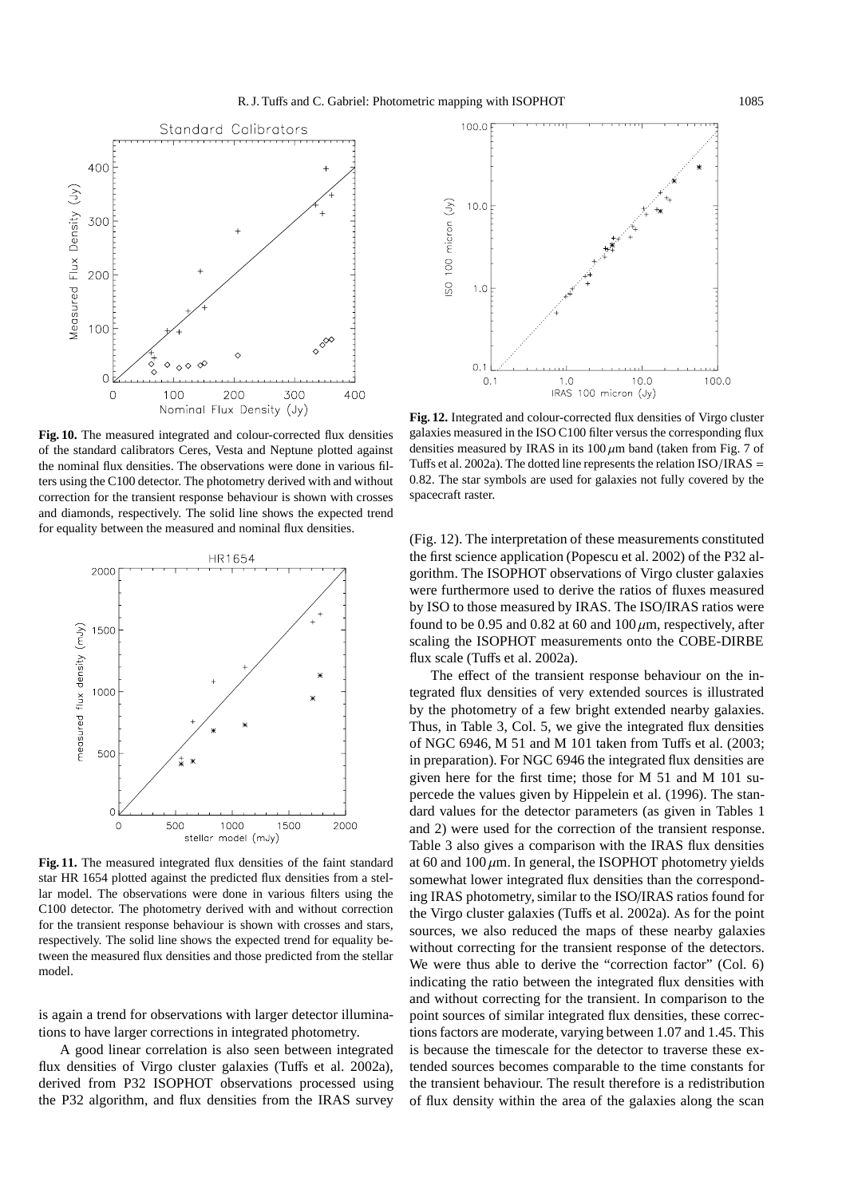**Fig. 10.** The measured integrated and colour-corrected flux densities of the standard calibrators Ceres, Vesta and Neptune plotted against the nominal flux densities. The observations were done in various filters using the C100 detector. The photometry derived with and without correction for the transient response behaviour is shown with crosses and diamonds, respectively. The solid line shows the expected trend for equality between the measured and nominal flux densities.

**Fig. 11.** The measured integrated flux densities of the faint standard star HR 1654 plotted against the predicted flux densities from a stellar model. The observations were done in various filters using the C100 detector. The photometry derived with and without correction for the transient response behaviour is shown with crosses and stars, respectively. The solid line shows the expected trend for equality between the measured flux densities and those predicted from the stellar model.

is again a trend for observations with larger detector illuminations to have larger corrections in integrated photometry.

A good linear correlation is also seen between integrated flux densities of Virgo cluster galaxies (Tuffs et al. 2002a), derived from P32 ISOPHOT observations processed using the P32 algorithm, and flux densities from the IRAS survey

**Fig. 12.** Integrated and colour-corrected flux densities of Virgo cluster galaxies measured in the ISO C100 filter versus the corresponding flux densities measured by IRAS in its 100 $\mu$m band (taken from Fig. 7 of Tuffs et al. 2002a). The dotted line represents the relation ISO/IRAS = 0.82. The star symbols are used for galaxies not fully covered by the spacecraft raster.

(Fig. 12). The interpretation of these measurements constituted the first science application (Popescu et al. 2002) of the P32 algorithm. The ISOPHOT observations of Virgo cluster galaxies were furthermore used to derive the ratios of fluxes measured by ISO to those measured by IRAS. The ISO/IRAS ratios were found to be 0.95 and 0.82 at 60 and 100 $\mu$m, respectively, after scaling the ISOPHOT measurements onto the COBE-DIRBE flux scale (Tuffs et al. 2002a).

The effect of the transient response behaviour on the integrated flux densities of very extended sources is illustrated by the photometry of a few bright extended nearby galaxies. Thus, in Table 3, Col. 5, we give the integrated flux densities of NGC 6946, M 51 and M 101 taken from Tuffs et al. (2003; in preparation). For NGC 6946 the integrated flux densities are given here for the first time; those for M 51 and M 101 supercede the values given by Hippelein et al. (1996). The standard values for the detector parameters (as given in Tables 1 and 2) were used for the correction of the transient response. Table 3 also gives a comparison with the IRAS flux densities at 60 and 100 $\mu$m. In general, the ISOPHOT photometry yields somewhat lower integrated flux densities than the corresponding IRAS photometry, similar to the ISO/IRAS ratios found for the Virgo cluster galaxies (Tuffs et al. 2002a). As for the point sources, we also reduced the maps of these nearby galaxies without correcting for the transient response of the detectors. We were thus able to derive the "correction factor" (Col. 6) indicating the ratio between the integrated flux densities with and without correcting for the transient. In comparison to the point sources of similar integrated flux densities, these corrections factors are moderate, varying between 1.07 and 1.45. This is because the timescale for the detector to traverse these extended sources becomes comparable to the time constants for the transient behaviour. The result therefore is a redistribution of flux density within the area of the galaxies along the scan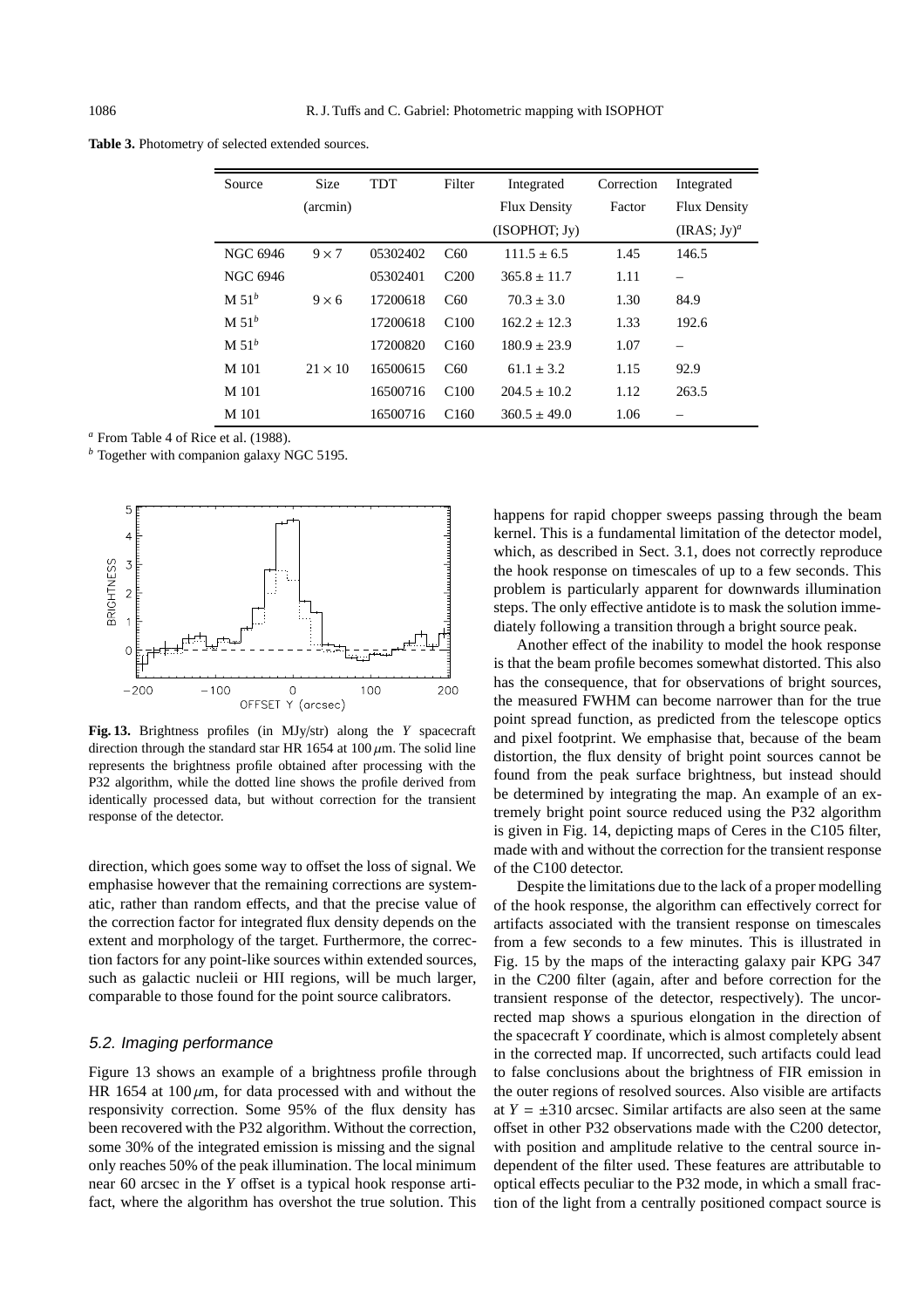**Table 3.** Photometry of selected extended sources.

| Source | Size (arcmin) | TDT | Filter | Integrated Flux Density (ISOPHOT; Jy) | Correction Factor | Integrated Flux Density (IRAS; Jy)[a] |
|---|---|---|---|---|---|---|
| NGC 6946 | $9 \times 7$ | 05302402 | C60 | $111.5 \pm 6.5$ | 1.45 | 146.5 |
| NGC 6946 | | 05302401 | C200 | $365.8 \pm 11.7$ | 1.11 | – |
| M 51[b] | $9 \times 6$ | 17200618 | C60 | $70.3 \pm 3.0$ | 1.30 | 84.9 |
| M 51[b] | | 17200618 | C100 | $162.2 \pm 12.3$ | 1.33 | 192.6 |
| M 51[b] | | 17200820 | C160 | $180.9 \pm 23.9$ | 1.07 | – |
| M 101 | $21 \times 10$ | 16500615 | C60 | $61.1 \pm 3.2$ | 1.15 | 92.9 |
| M 101 | | 16500716 | C100 | $204.5 \pm 10.2$ | 1.12 | 263.5 |
| M 101 | | 16500716 | C160 | $360.5 \pm 49.0$ | 1.06 | – |

[a] From Table 4 of Rice et al. (1988).
[b] Together with companion galaxy NGC 5195.

**Fig. 13.** Brightness profiles (in MJy/str) along the *Y* spacecraft direction through the standard star HR 1654 at 100 $\mu$m. The solid line represents the brightness profile obtained after processing with the P32 algorithm, while the dotted line shows the profile derived from identically processed data, but without correction for the transient response of the detector.

direction, which goes some way to offset the loss of signal. We emphasise however that the remaining corrections are systematic, rather than random effects, and that the precise value of the correction factor for integrated flux density depends on the extent and morphology of the target. Furthermore, the correction factors for any point-like sources within extended sources, such as galactic nucleii or HII regions, will be much larger, comparable to those found for the point source calibrators.

### 5.2. Imaging performance

Figure 13 shows an example of a brightness profile through HR 1654 at 100 $\mu$m, for data processed with and without the responsivity correction. Some 95% of the flux density has been recovered with the P32 algorithm. Without the correction, some 30% of the integrated emission is missing and the signal only reaches 50% of the peak illumination. The local minimum near 60 arcsec in the *Y* offset is a typical hook response artifact, where the algorithm has overshot the true solution. This happens for rapid chopper sweeps passing through the beam kernel. This is a fundamental limitation of the detector model, which, as described in Sect. 3.1, does not correctly reproduce the hook response on timescales of up to a few seconds. This problem is particularly apparent for downwards illumination steps. The only effective antidote is to mask the solution immediately following a transition through a bright source peak.

Another effect of the inability to model the hook response is that the beam profile becomes somewhat distorted. This also has the consequence, that for observations of bright sources, the measured FWHM can become narrower than for the true point spread function, as predicted from the telescope optics and pixel footprint. We emphasise that, because of the beam distortion, the flux density of bright point sources cannot be found from the peak surface brightness, but instead should be determined by integrating the map. An example of an extremely bright point source reduced using the P32 algorithm is given in Fig. 14, depicting maps of Ceres in the C105 filter, made with and without the correction for the transient response of the C100 detector.

Despite the limitations due to the lack of a proper modelling of the hook response, the algorithm can effectively correct for artifacts associated with the transient response on timescales from a few seconds to a few minutes. This is illustrated in Fig. 15 by the maps of the interacting galaxy pair KPG 347 in the C200 filter (again, after and before correction for the transient response of the detector, respectively). The uncorrected map shows a spurious elongation in the direction of the spacecraft *Y* coordinate, which is almost completely absent in the corrected map. If uncorrected, such artifacts could lead to false conclusions about the brightness of FIR emission in the outer regions of resolved sources. Also visible are artifacts at $Y = \pm 310$ arcsec. Similar artifacts are also seen at the same offset in other P32 observations made with the C200 detector, with position and amplitude relative to the central source independent of the filter used. These features are attributable to optical effects peculiar to the P32 mode, in which a small fraction of the light from a centrally positioned compact source is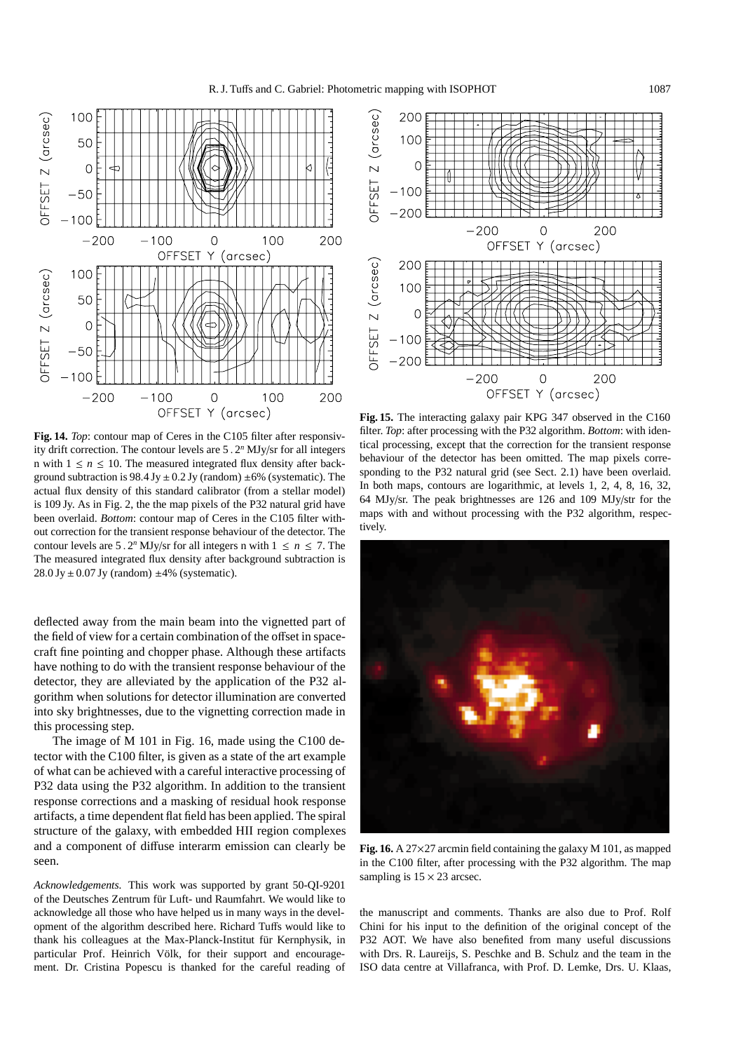**Fig. 14.** *Top*: contour map of Ceres in the C105 filter after responsivity drift correction. The contour levels are $5 \cdot 2^n$ MJy/sr for all integers n with $1 \leq n \leq 10$. The measured integrated flux density after background subtraction is 98.4 Jy ± 0.2 Jy (random) ±6% (systematic). The actual flux density of this standard calibrator (from a stellar model) is 109 Jy. As in Fig. 2, the the map pixels of the P32 natural grid have been overlaid. *Bottom*: contour map of Ceres in the C105 filter without correction for the transient response behaviour of the detector. The contour levels are $5 \cdot 2^n$ MJy/sr for all integers n with $1 \leq n \leq 7$. The The measured integrated flux density after background subtraction is 28.0 Jy ± 0.07 Jy (random) ±4% (systematic).

deflected away from the main beam into the vignetted part of the field of view for a certain combination of the offset in spacecraft fine pointing and chopper phase. Although these artifacts have nothing to do with the transient response behaviour of the detector, they are alleviated by the application of the P32 algorithm when solutions for detector illumination are converted into sky brightnesses, due to the vignetting correction made in this processing step.

The image of M 101 in Fig. 16, made using the C100 detector with the C100 filter, is given as a state of the art example of what can be achieved with a careful interactive processing of P32 data using the P32 algorithm. In addition to the transient response corrections and a masking of residual hook response artifacts, a time dependent flat field has been applied. The spiral structure of the galaxy, with embedded HII region complexes and a component of diffuse interarm emission can clearly be seen.

**Fig. 15.** The interacting galaxy pair KPG 347 observed in the C160 filter. *Top*: after processing with the P32 algorithm. *Bottom*: with identical processing, except that the correction for the transient response behaviour of the detector has been omitted. The map pixels corresponding to the P32 natural grid (see Sect. 2.1) have been overlaid. In both maps, contours are logarithmic, at levels 1, 2, 4, 8, 16, 32, 64 MJy/sr. The peak brightnesses are 126 and 109 MJy/str for the maps with and without processing with the P32 algorithm, respectively.

**Fig. 16.** A 27×27 arcmin field containing the galaxy M 101, as mapped in the C100 filter, after processing with the P32 algorithm. The map sampling is 15 × 23 arcsec.

*Acknowledgements.* This work was supported by grant 50-QI-9201 of the Deutsches Zentrum für Luft- und Raumfahrt. We would like to acknowledge all those who have helped us in many ways in the development of the algorithm described here. Richard Tuffs would like to thank his colleagues at the Max-Planck-Institut für Kernphysik, in particular Prof. Heinrich Völk, for their support and encouragement. Dr. Cristina Popescu is thanked for the careful reading of the manuscript and comments. Thanks are also due to Prof. Rolf Chini for his input to the defenition of the original concept of the P32 AOT. We have also benefited from many useful discussions with Drs. R. Laureijs, S. Peschke and B. Schulz and the team in the ISO data centre at Villafranca, with Prof. D. Lemke, Drs. U. Klaas,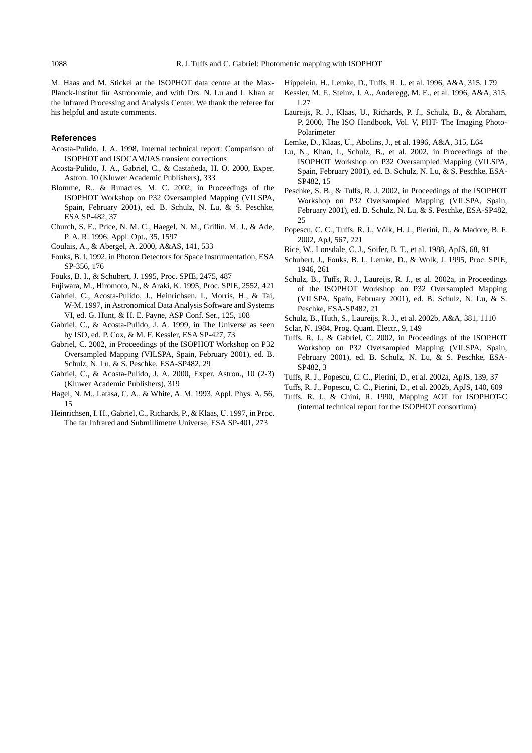M. Haas and M. Stickel at the ISOPHOT data centre at the Max-Planck-Institut für Astronomie, and with Drs. N. Lu and I. Khan at the Infrared Processing and Analysis Center. We thank the referee for his helpful and astute comments.

## References

Acosta-Pulido, J. A. 1998, Internal technical report: Comparison of ISOPHOT and ISOCAM/IAS transient corrections

Acosta-Pulido, J. A., Gabriel, C., & Castañeda, H. O. 2000, Exper. Astron. 10 (Kluwer Academic Publishers), 333

Blomme, R., & Runacres, M. C. 2002, in Proceedings of the ISOPHOT Workshop on P32 Oversampled Mapping (VILSPA, Spain, February 2001), ed. B. Schulz, N. Lu, & S. Peschke, ESA SP-482, 37

Church, S. E., Price, N. M. C., Haegel, N. M., Griffin, M. J., & Ade, P. A. R. 1996, Appl. Opt., 35, 1597

Coulais, A., & Abergel, A. 2000, A&AS, 141, 533

Fouks, B. I. 1992, in Photon Detectors for Space Instrumentation, ESA SP-356, 176

Fouks, B. I., & Schubert, J. 1995, Proc. SPIE, 2475, 487

Fujiwara, M., Hiromoto, N., & Araki, K. 1995, Proc. SPIE, 2552, 421

Gabriel, C., Acosta-Pulido, J., Heinrichsen, I., Morris, H., & Tai, W-M. 1997, in Astronomical Data Analysis Software and Systems VI, ed. G. Hunt, & H. E. Payne, ASP Conf. Ser., 125, 108

Gabriel, C., & Acosta-Pulido, J. A. 1999, in The Universe as seen by ISO, ed. P. Cox, & M. F. Kessler, ESA SP-427, 73

Gabriel, C. 2002, in Proceedings of the ISOPHOT Workshop on P32 Oversampled Mapping (VILSPA, Spain, February 2001), ed. B. Schulz, N. Lu, & S. Peschke, ESA-SP482, 29

Gabriel, C., & Acosta-Pulido, J. A. 2000, Exper. Astron., 10 (2-3) (Kluwer Academic Publishers), 319

Hagel, N. M., Latasa, C. A., & White, A. M. 1993, Appl. Phys. A, 56, 15

Heinrichsen, I. H., Gabriel, C., Richards, P., & Klaas, U. 1997, in Proc. The far Infrared and Submillimetre Universe, ESA SP-401, 273

Hippelein, H., Lemke, D., Tuffs, R. J., et al. 1996, A&A, 315, L79

Kessler, M. F., Steinz, J. A., Anderegg, M. E., et al. 1996, A&A, 315, L27

Laureijs, R. J., Klaas, U., Richards, P. J., Schulz, B., & Abraham, P. 2000, The ISO Handbook, Vol. V, PHT- The Imaging Photo-Polarimeter

Lemke, D., Klaas, U., Abolins, J., et al. 1996, A&A, 315, L64

Lu, N., Khan, I., Schulz, B., et al. 2002, in Proceedings of the ISOPHOT Workshop on P32 Oversampled Mapping (VILSPA, Spain, February 2001), ed. B. Schulz, N. Lu, & S. Peschke, ESA-SP482, 15

Peschke, S. B., & Tuffs, R. J. 2002, in Proceedings of the ISOPHOT Workshop on P32 Oversampled Mapping (VILSPA, Spain, February 2001), ed. B. Schulz, N. Lu, & S. Peschke, ESA-SP482, 25

Popescu, C. C., Tuffs, R. J., Völk, H. J., Pierini, D., & Madore, B. F. 2002, ApJ, 567, 221

Rice, W., Lonsdale, C. J., Soifer, B. T., et al. 1988, ApJS, 68, 91

Schubert, J., Fouks, B. I., Lemke, D., & Wolk, J. 1995, Proc. SPIE, 1946, 261

Schulz, B., Tuffs, R. J., Laureijs, R. J., et al. 2002a, in Proceedings of the ISOPHOT Workshop on P32 Oversampled Mapping (VILSPA, Spain, February 2001), ed. B. Schulz, N. Lu, & S. Peschke, ESA-SP482, 21

Schulz, B., Huth, S., Laureijs, R. J., et al. 2002b, A&A, 381, 1110

Sclar, N. 1984, Prog. Quant. Electr., 9, 149

Tuffs, R. J., & Gabriel, C. 2002, in Proceedings of the ISOPHOT Workshop on P32 Oversampled Mapping (VILSPA, Spain, February 2001), ed. B. Schulz, N. Lu, & S. Peschke, ESA-SP482, 3

Tuffs, R. J., Popescu, C. C., Pierini, D., et al. 2002a, ApJS, 139, 37

Tuffs, R. J., Popescu, C. C., Pierini, D., et al. 2002b, ApJS, 140, 609

Tuffs, R. J., & Chini, R. 1990, Mapping AOT for ISOPHOT-C (internal technical report for the ISOPHOT consortium)